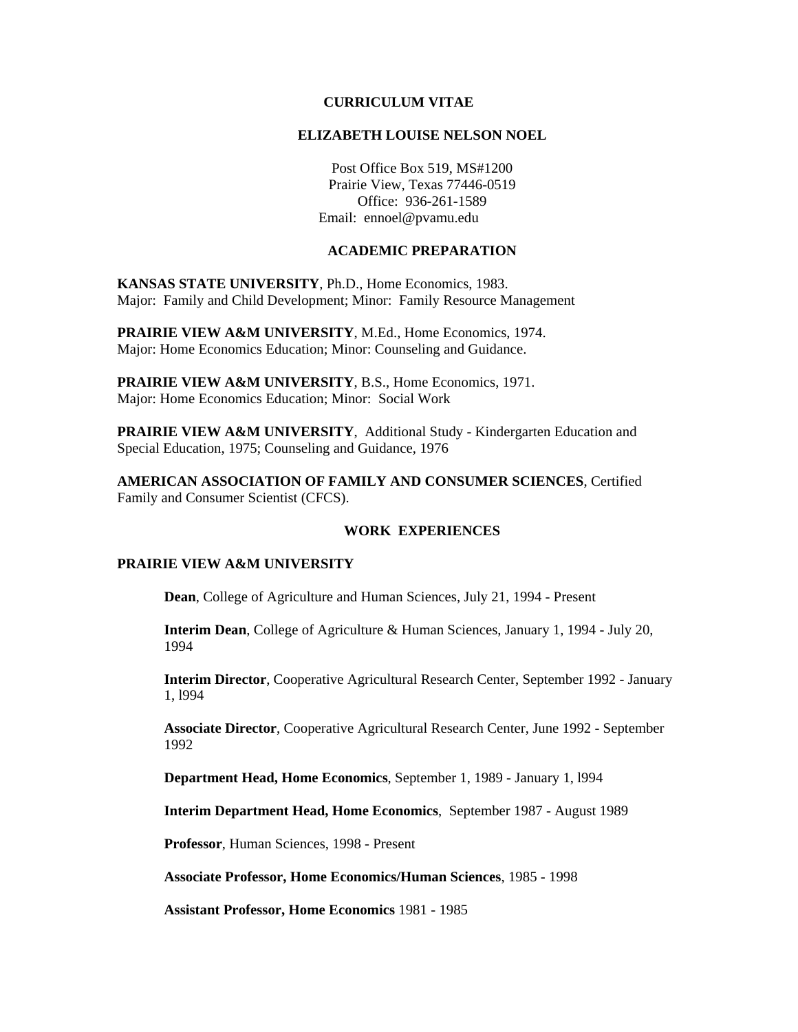# CURRICULUM VITAE

## ELIZABETH LOUISE NELSON NOEL

Post Office Box 519, MS#1200
Prairie View, Texas 77446-0519
Office: 936-261-1589
Email: ennoel@pvamu.edu

## ACADEMIC PREPARATION

**KANSAS STATE UNIVERSITY**, Ph.D., Home Economics, 1983.
Major: Family and Child Development; Minor: Family Resource Management

**PRAIRIE VIEW A&M UNIVERSITY**, M.Ed., Home Economics, 1974.
Major: Home Economics Education; Minor: Counseling and Guidance.

**PRAIRIE VIEW A&M UNIVERSITY**, B.S., Home Economics, 1971.
Major: Home Economics Education; Minor: Social Work

**PRAIRIE VIEW A&M UNIVERSITY**, Additional Study - Kindergarten Education and Special Education, 1975; Counseling and Guidance, 1976

**AMERICAN ASSOCIATION OF FAMILY AND CONSUMER SCIENCES**, Certified Family and Consumer Scientist (CFCS).

## WORK EXPERIENCES

### PRAIRIE VIEW A&M UNIVERSITY

**Dean**, College of Agriculture and Human Sciences, July 21, 1994 - Present

**Interim Dean**, College of Agriculture & Human Sciences, January 1, 1994 - July 20, 1994

**Interim Director**, Cooperative Agricultural Research Center, September 1992 - January 1, l994

**Associate Director**, Cooperative Agricultural Research Center, June 1992 - September 1992

**Department Head, Home Economics**, September 1, 1989 - January 1, l994

**Interim Department Head, Home Economics**, September 1987 - August 1989

**Professor**, Human Sciences, 1998 - Present

**Associate Professor, Home Economics/Human Sciences**, 1985 - 1998

**Assistant Professor, Home Economics** 1981 - 1985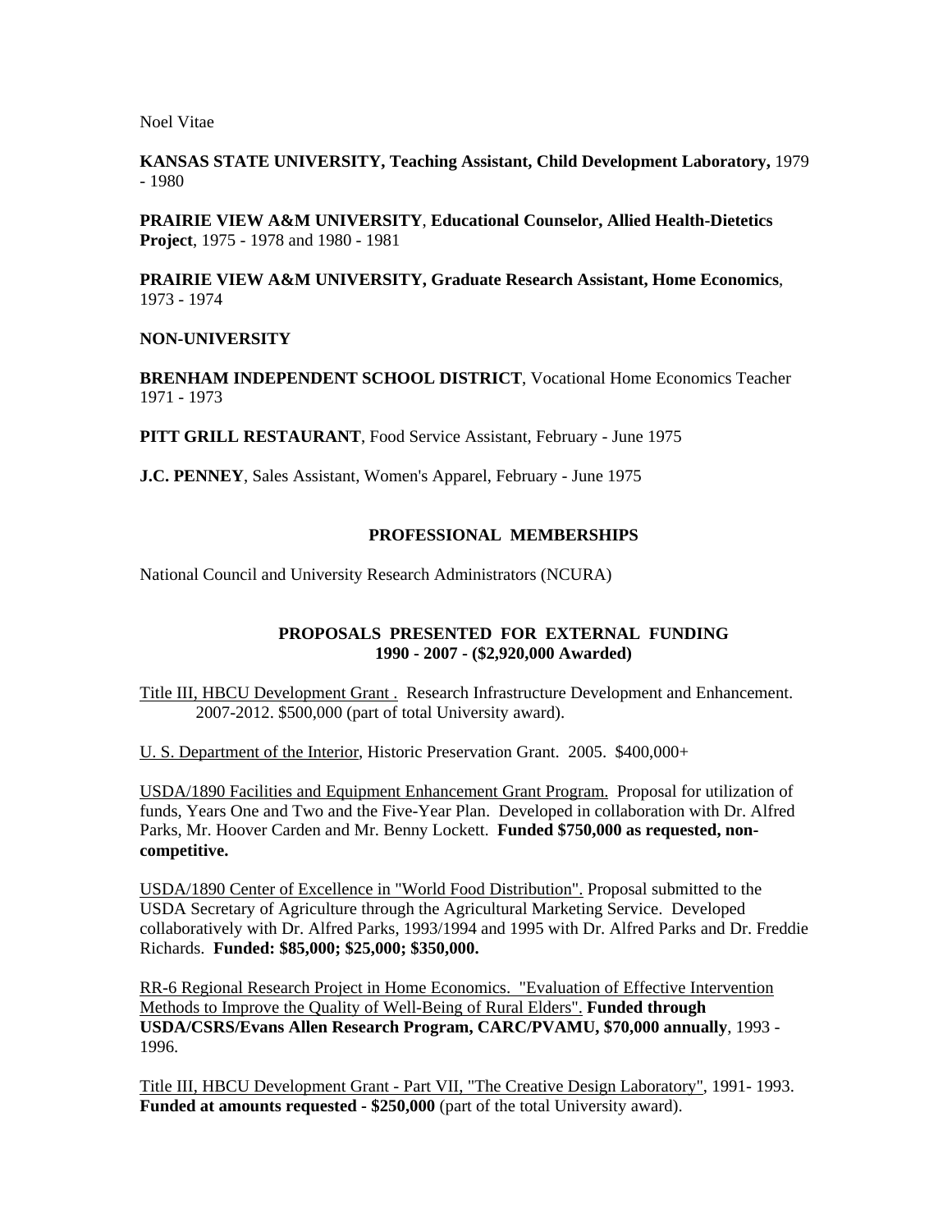Noel Vitae

**KANSAS STATE UNIVERSITY, Teaching Assistant, Child Development Laboratory,** 1979 - 1980

**PRAIRIE VIEW A&M UNIVERSITY**, **Educational Counselor, Allied Health-Dietetics Project**, 1975 - 1978 and 1980 - 1981

**PRAIRIE VIEW A&M UNIVERSITY, Graduate Research Assistant, Home Economics**, 1973 - 1974

**NON-UNIVERSITY**

**BRENHAM INDEPENDENT SCHOOL DISTRICT**, Vocational Home Economics Teacher 1971 - 1973

**PITT GRILL RESTAURANT**, Food Service Assistant, February - June 1975

**J.C. PENNEY**, Sales Assistant, Women's Apparel, February - June 1975

## PROFESSIONAL MEMBERSHIPS

National Council and University Research Administrators (NCURA)

## PROPOSALS PRESENTED FOR EXTERNAL FUNDING 1990 - 2007 - ($2,920,000 Awarded)

<u>Title III, HBCU Development Grant .</u> Research Infrastructure Development and Enhancement. 2007-2012. $500,000 (part of total University award).

<u>U. S. Department of the Interior</u>, Historic Preservation Grant. 2005. $400,000+

<u>USDA/1890 Facilities and Equipment Enhancement Grant Program.</u> Proposal for utilization of funds, Years One and Two and the Five-Year Plan. Developed in collaboration with Dr. Alfred Parks, Mr. Hoover Carden and Mr. Benny Lockett. **Funded $750,000 as requested, non-competitive.**

<u>USDA/1890 Center of Excellence in "World Food Distribution".</u> Proposal submitted to the USDA Secretary of Agriculture through the Agricultural Marketing Service. Developed collaboratively with Dr. Alfred Parks, 1993/1994 and 1995 with Dr. Alfred Parks and Dr. Freddie Richards. **Funded: $85,000; $25,000; $350,000.**

<u>RR-6 Regional Research Project in Home Economics. "Evaluation of Effective Intervention Methods to Improve the Quality of Well-Being of Rural Elders".</u> **Funded through USDA/CSRS/Evans Allen Research Program, CARC/PVAMU, $70,000 annually**, 1993 - 1996.

<u>Title III, HBCU Development Grant - Part VII, "The Creative Design Laboratory"</u>, 1991- 1993. **Funded at amounts requested - $250,000** (part of the total University award).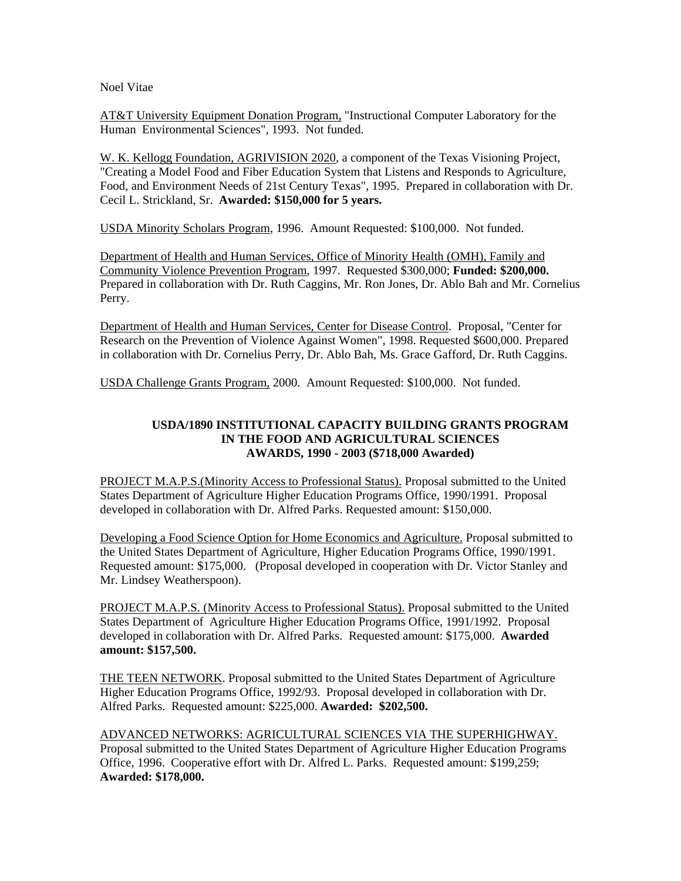AT&T University Equipment Donation Program, "Instructional Computer Laboratory for the Human Environmental Sciences", 1993. Not funded.

W. K. Kellogg Foundation, AGRIVISION 2020, a component of the Texas Visioning Project, "Creating a Model Food and Fiber Education System that Listens and Responds to Agriculture, Food, and Environment Needs of 21st Century Texas", 1995. Prepared in collaboration with Dr. Cecil L. Strickland, Sr. **Awarded: $150,000 for 5 years.**

USDA Minority Scholars Program, 1996. Amount Requested: $100,000. Not funded.

Department of Health and Human Services, Office of Minority Health (OMH), Family and Community Violence Prevention Program, 1997. Requested $300,000; **Funded: $200,000.** Prepared in collaboration with Dr. Ruth Caggins, Mr. Ron Jones, Dr. Ablo Bah and Mr. Cornelius Perry.

Department of Health and Human Services, Center for Disease Control. Proposal, "Center for Research on the Prevention of Violence Against Women", 1998. Requested $600,000. Prepared in collaboration with Dr. Cornelius Perry, Dr. Ablo Bah, Ms. Grace Gafford, Dr. Ruth Caggins.

USDA Challenge Grants Program, 2000. Amount Requested: $100,000. Not funded.

### USDA/1890 INSTITUTIONAL CAPACITY BUILDING GRANTS PROGRAM IN THE FOOD AND AGRICULTURAL SCIENCES AWARDS, 1990 - 2003 ($718,000 Awarded)

PROJECT M.A.P.S.(Minority Access to Professional Status). Proposal submitted to the United States Department of Agriculture Higher Education Programs Office, 1990/1991. Proposal developed in collaboration with Dr. Alfred Parks. Requested amount: $150,000.

Developing a Food Science Option for Home Economics and Agriculture. Proposal submitted to the United States Department of Agriculture, Higher Education Programs Office, 1990/1991. Requested amount: $175,000. (Proposal developed in cooperation with Dr. Victor Stanley and Mr. Lindsey Weatherspoon).

PROJECT M.A.P.S. (Minority Access to Professional Status). Proposal submitted to the United States Department of Agriculture Higher Education Programs Office, 1991/1992. Proposal developed in collaboration with Dr. Alfred Parks. Requested amount: $175,000. **Awarded amount: $157,500.**

THE TEEN NETWORK. Proposal submitted to the United States Department of Agriculture Higher Education Programs Office, 1992/93. Proposal developed in collaboration with Dr. Alfred Parks. Requested amount: $225,000. **Awarded: $202,500.**

ADVANCED NETWORKS: AGRICULTURAL SCIENCES VIA THE SUPERHIGHWAY. Proposal submitted to the United States Department of Agriculture Higher Education Programs Office, 1996. Cooperative effort with Dr. Alfred L. Parks. Requested amount: $199,259; **Awarded: $178,000.**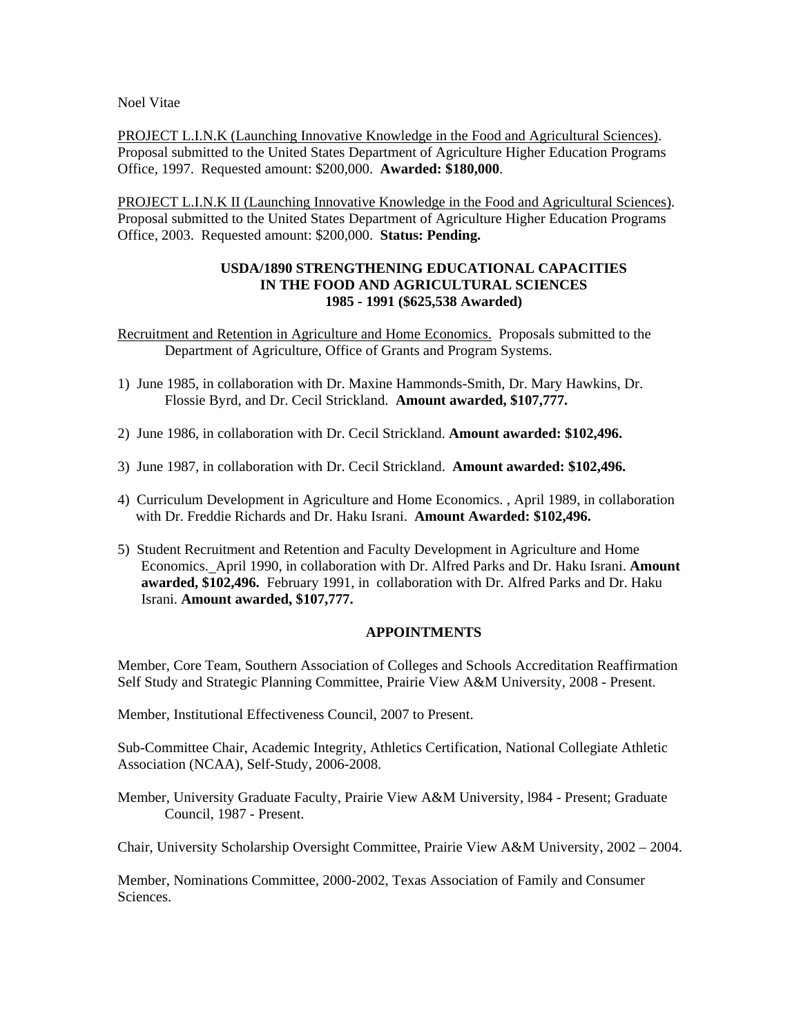Noel Vitae

PROJECT L.I.N.K (Launching Innovative Knowledge in the Food and Agricultural Sciences). Proposal submitted to the United States Department of Agriculture Higher Education Programs Office, 1997. Requested amount: $200,000. **Awarded: $180,000**.

PROJECT L.I.N.K II (Launching Innovative Knowledge in the Food and Agricultural Sciences). Proposal submitted to the United States Department of Agriculture Higher Education Programs Office, 2003. Requested amount: $200,000. **Status: Pending.**

### USDA/1890 STRENGTHENING EDUCATIONAL CAPACITIES IN THE FOOD AND AGRICULTURAL SCIENCES 1985 - 1991 ($625,538 Awarded)

Recruitment and Retention in Agriculture and Home Economics. Proposals submitted to the Department of Agriculture, Office of Grants and Program Systems.

1) June 1985, in collaboration with Dr. Maxine Hammonds-Smith, Dr. Mary Hawkins, Dr. Flossie Byrd, and Dr. Cecil Strickland. **Amount awarded, $107,777.**

2) June 1986, in collaboration with Dr. Cecil Strickland. **Amount awarded: $102,496.**

3) June 1987, in collaboration with Dr. Cecil Strickland. **Amount awarded: $102,496.**

4) Curriculum Development in Agriculture and Home Economics. , April 1989, in collaboration with Dr. Freddie Richards and Dr. Haku Israni. **Amount Awarded: $102,496.**

5) Student Recruitment and Retention and Faculty Development in Agriculture and Home Economics. April 1990, in collaboration with Dr. Alfred Parks and Dr. Haku Israni. **Amount awarded, $102,496.** February 1991, in collaboration with Dr. Alfred Parks and Dr. Haku Israni. **Amount awarded, $107,777.**

### APPOINTMENTS

Member, Core Team, Southern Association of Colleges and Schools Accreditation Reaffirmation Self Study and Strategic Planning Committee, Prairie View A&M University, 2008 - Present.

Member, Institutional Effectiveness Council, 2007 to Present.

Sub-Committee Chair, Academic Integrity, Athletics Certification, National Collegiate Athletic Association (NCAA), Self-Study, 2006-2008.

Member, University Graduate Faculty, Prairie View A&M University, l984 - Present; Graduate Council, 1987 - Present.

Chair, University Scholarship Oversight Committee, Prairie View A&M University, 2002 – 2004.

Member, Nominations Committee, 2000-2002, Texas Association of Family and Consumer Sciences.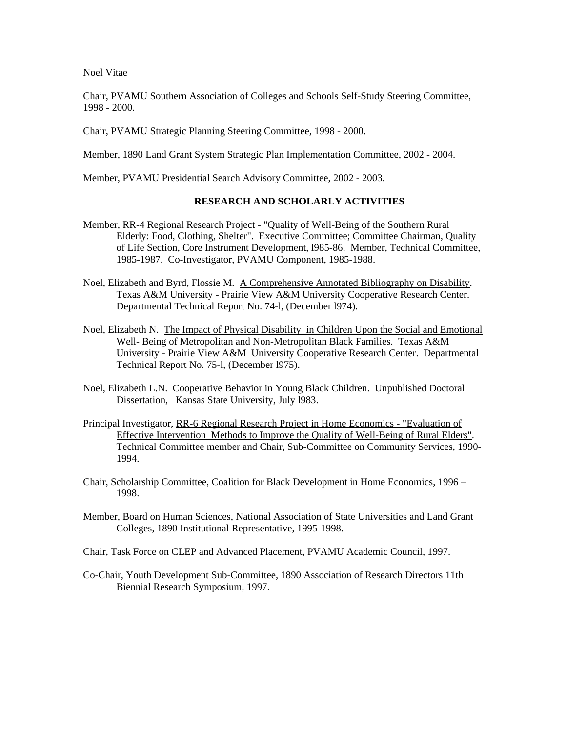Chair, PVAMU Southern Association of Colleges and Schools Self-Study Steering Committee, 1998 - 2000.

Chair, PVAMU Strategic Planning Steering Committee, 1998 - 2000.

Member, 1890 Land Grant System Strategic Plan Implementation Committee, 2002 - 2004.

Member, PVAMU Presidential Search Advisory Committee, 2002 - 2003.

## RESEARCH AND SCHOLARLY ACTIVITIES

Member, RR-4 Regional Research Project - "Quality of Well-Being of the Southern Rural Elderly: Food, Clothing, Shelter". Executive Committee; Committee Chairman, Quality of Life Section, Core Instrument Development, l985-86. Member, Technical Committee, 1985-1987. Co-Investigator, PVAMU Component, 1985-1988.

Noel, Elizabeth and Byrd, Flossie M. A Comprehensive Annotated Bibliography on Disability. Texas A&M University - Prairie View A&M University Cooperative Research Center. Departmental Technical Report No. 74-l, (December l974).

Noel, Elizabeth N. The Impact of Physical Disability in Children Upon the Social and Emotional Well- Being of Metropolitan and Non-Metropolitan Black Families. Texas A&M University - Prairie View A&M University Cooperative Research Center. Departmental Technical Report No. 75-l, (December l975).

Noel, Elizabeth L.N. Cooperative Behavior in Young Black Children. Unpublished Doctoral Dissertation, Kansas State University, July l983.

Principal Investigator, RR-6 Regional Research Project in Home Economics - "Evaluation of Effective Intervention Methods to Improve the Quality of Well-Being of Rural Elders". Technical Committee member and Chair, Sub-Committee on Community Services, 1990-1994.

Chair, Scholarship Committee, Coalition for Black Development in Home Economics, 1996 – 1998.

Member, Board on Human Sciences, National Association of State Universities and Land Grant Colleges, 1890 Institutional Representative, 1995-1998.

Chair, Task Force on CLEP and Advanced Placement, PVAMU Academic Council, 1997.

Co-Chair, Youth Development Sub-Committee, 1890 Association of Research Directors 11th Biennial Research Symposium, 1997.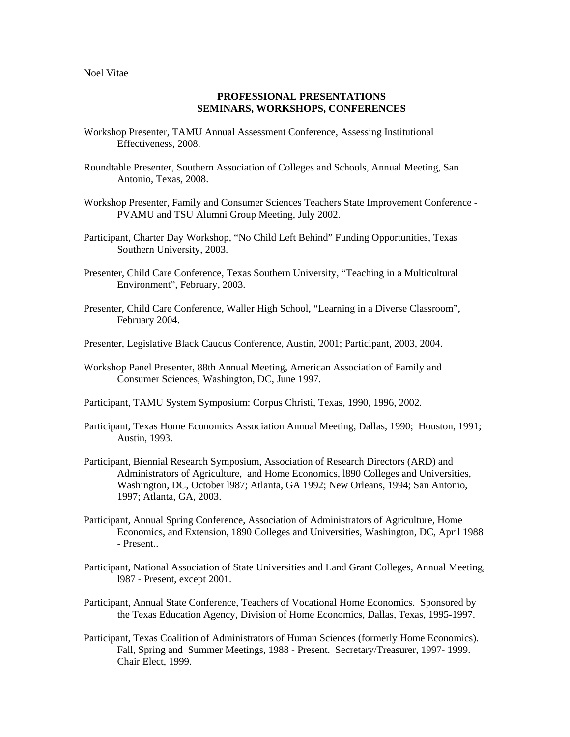Noel Vitae

## PROFESSIONAL PRESENTATIONS
## SEMINARS, WORKSHOPS, CONFERENCES

Workshop Presenter, TAMU Annual Assessment Conference, Assessing Institutional Effectiveness, 2008.

Roundtable Presenter, Southern Association of Colleges and Schools, Annual Meeting, San Antonio, Texas, 2008.

Workshop Presenter, Family and Consumer Sciences Teachers State Improvement Conference - PVAMU and TSU Alumni Group Meeting, July 2002.

Participant, Charter Day Workshop, "No Child Left Behind" Funding Opportunities, Texas Southern University, 2003.

Presenter, Child Care Conference, Texas Southern University, "Teaching in a Multicultural Environment", February, 2003.

Presenter, Child Care Conference, Waller High School, "Learning in a Diverse Classroom", February 2004.

Presenter, Legislative Black Caucus Conference, Austin, 2001; Participant, 2003, 2004.

Workshop Panel Presenter, 88th Annual Meeting, American Association of Family and Consumer Sciences, Washington, DC, June 1997.

Participant, TAMU System Symposium: Corpus Christi, Texas, 1990, 1996, 2002.

Participant, Texas Home Economics Association Annual Meeting, Dallas, 1990; Houston, 1991; Austin, 1993.

Participant, Biennial Research Symposium, Association of Research Directors (ARD) and Administrators of Agriculture, and Home Economics, l890 Colleges and Universities, Washington, DC, October l987; Atlanta, GA 1992; New Orleans, 1994; San Antonio, 1997; Atlanta, GA, 2003.

Participant, Annual Spring Conference, Association of Administrators of Agriculture, Home Economics, and Extension, 1890 Colleges and Universities, Washington, DC, April 1988 - Present..

Participant, National Association of State Universities and Land Grant Colleges, Annual Meeting, l987 - Present, except 2001.

Participant, Annual State Conference, Teachers of Vocational Home Economics. Sponsored by the Texas Education Agency, Division of Home Economics, Dallas, Texas, 1995-1997.

Participant, Texas Coalition of Administrators of Human Sciences (formerly Home Economics). Fall, Spring and Summer Meetings, 1988 - Present. Secretary/Treasurer, 1997- 1999. Chair Elect, 1999.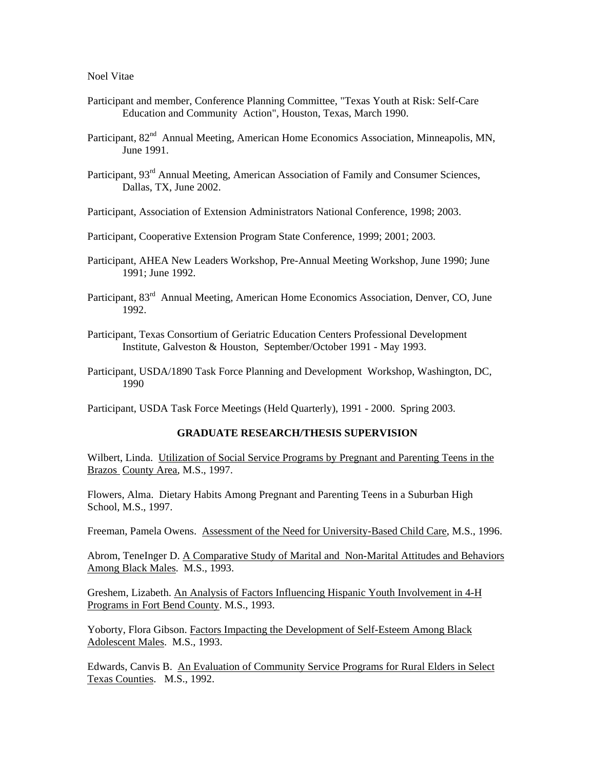Participant and member, Conference Planning Committee, "Texas Youth at Risk: Self-Care Education and Community Action", Houston, Texas, March 1990.

Participant, 82nd Annual Meeting, American Home Economics Association, Minneapolis, MN, June 1991.

Participant, 93rd Annual Meeting, American Association of Family and Consumer Sciences, Dallas, TX, June 2002.

Participant, Association of Extension Administrators National Conference, 1998; 2003.

Participant, Cooperative Extension Program State Conference, 1999; 2001; 2003.

Participant, AHEA New Leaders Workshop, Pre-Annual Meeting Workshop, June 1990; June 1991; June 1992.

Participant, 83rd Annual Meeting, American Home Economics Association, Denver, CO, June 1992.

Participant, Texas Consortium of Geriatric Education Centers Professional Development Institute, Galveston & Houston, September/October 1991 - May 1993.

Participant, USDA/1890 Task Force Planning and Development Workshop, Washington, DC, 1990

Participant, USDA Task Force Meetings (Held Quarterly), 1991 - 2000. Spring 2003.

## GRADUATE RESEARCH/THESIS SUPERVISION

Wilbert, Linda. Utilization of Social Service Programs by Pregnant and Parenting Teens in the Brazos County Area, M.S., 1997.

Flowers, Alma. Dietary Habits Among Pregnant and Parenting Teens in a Suburban High School, M.S., 1997.

Freeman, Pamela Owens. Assessment of the Need for University-Based Child Care, M.S., 1996.

Abrom, TeneInger D. A Comparative Study of Marital and Non-Marital Attitudes and Behaviors Among Black Males. M.S., 1993.

Greshem, Lizabeth. An Analysis of Factors Influencing Hispanic Youth Involvement in 4-H Programs in Fort Bend County. M.S., 1993.

Yoborty, Flora Gibson. Factors Impacting the Development of Self-Esteem Among Black Adolescent Males. M.S., 1993.

Edwards, Canvis B. An Evaluation of Community Service Programs for Rural Elders in Select Texas Counties. M.S., 1992.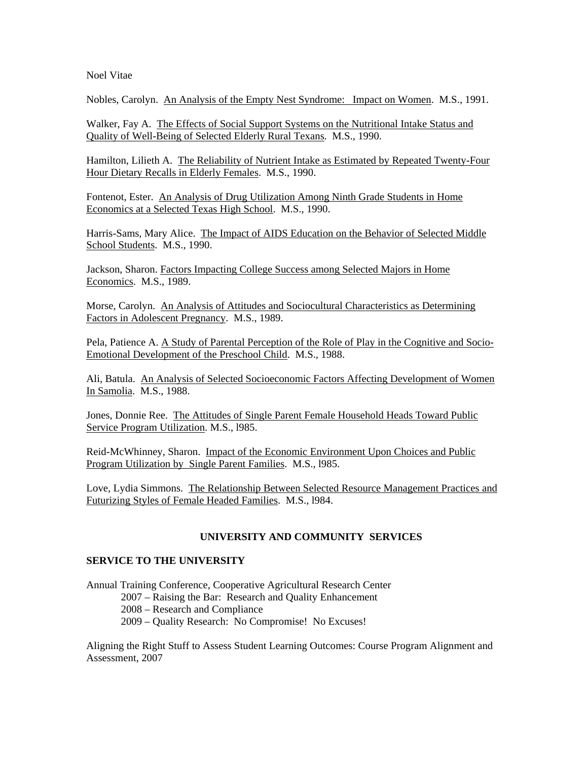Nobles, Carolyn. An Analysis of the Empty Nest Syndrome: Impact on Women. M.S., 1991.

Walker, Fay A. The Effects of Social Support Systems on the Nutritional Intake Status and Quality of Well-Being of Selected Elderly Rural Texans. M.S., 1990.

Hamilton, Lilieth A. The Reliability of Nutrient Intake as Estimated by Repeated Twenty-Four Hour Dietary Recalls in Elderly Females. M.S., 1990.

Fontenot, Ester. An Analysis of Drug Utilization Among Ninth Grade Students in Home Economics at a Selected Texas High School. M.S., 1990.

Harris-Sams, Mary Alice. The Impact of AIDS Education on the Behavior of Selected Middle School Students. M.S., 1990.

Jackson, Sharon. Factors Impacting College Success among Selected Majors in Home Economics. M.S., 1989.

Morse, Carolyn. An Analysis of Attitudes and Sociocultural Characteristics as Determining Factors in Adolescent Pregnancy. M.S., 1989.

Pela, Patience A. A Study of Parental Perception of the Role of Play in the Cognitive and Socio-Emotional Development of the Preschool Child. M.S., 1988.

Ali, Batula. An Analysis of Selected Socioeconomic Factors Affecting Development of Women In Samolia. M.S., 1988.

Jones, Donnie Ree. The Attitudes of Single Parent Female Household Heads Toward Public Service Program Utilization. M.S., l985.

Reid-McWhinney, Sharon. Impact of the Economic Environment Upon Choices and Public Program Utilization by Single Parent Families. M.S., l985.

Love, Lydia Simmons. The Relationship Between Selected Resource Management Practices and Futurizing Styles of Female Headed Families. M.S., l984.

## UNIVERSITY AND COMMUNITY SERVICES

### SERVICE TO THE UNIVERSITY

Annual Training Conference, Cooperative Agricultural Research Center
- 2007 – Raising the Bar: Research and Quality Enhancement
- 2008 – Research and Compliance
- 2009 – Quality Research: No Compromise! No Excuses!

Aligning the Right Stuff to Assess Student Learning Outcomes: Course Program Alignment and Assessment, 2007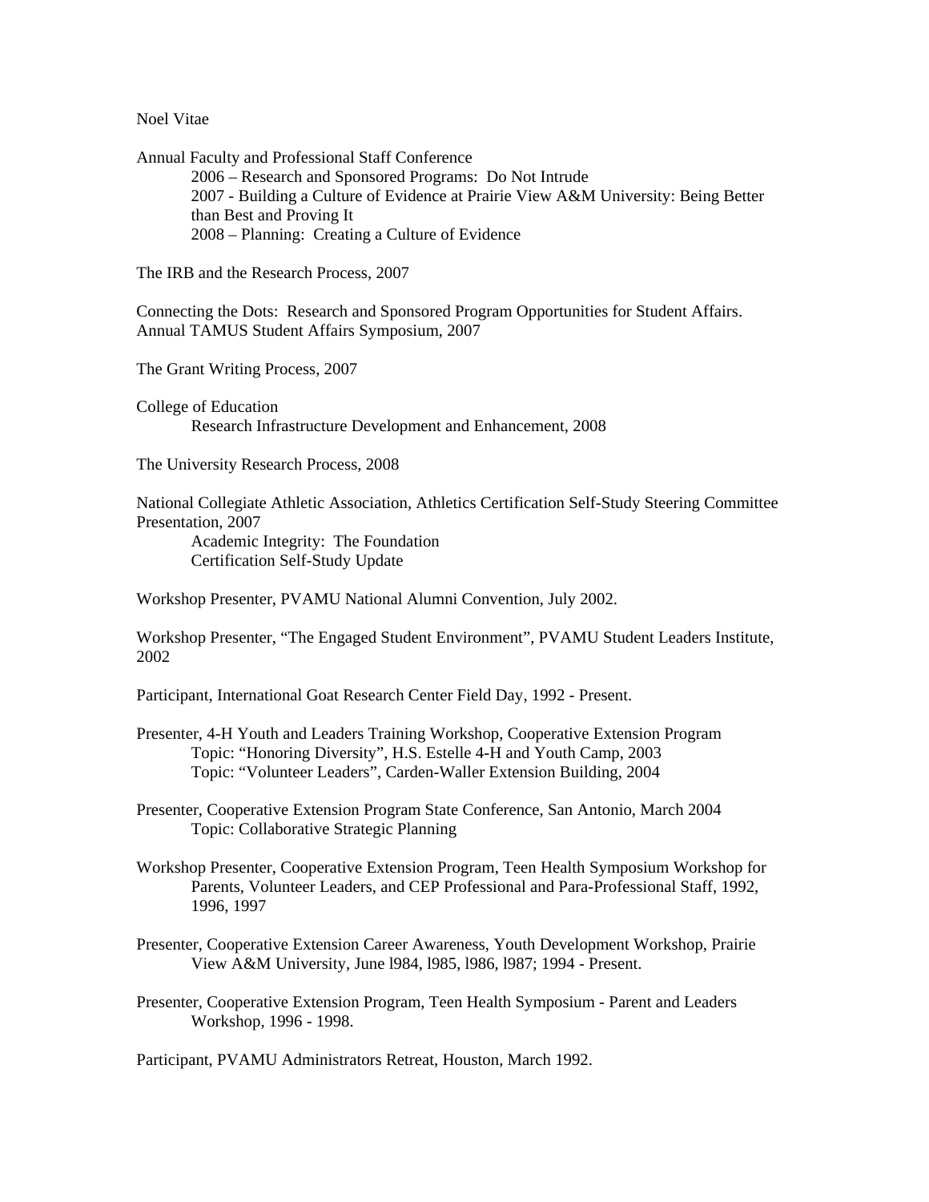Noel Vitae

Annual Faculty and Professional Staff Conference

- 2006 – Research and Sponsored Programs: Do Not Intrude
- 2007 - Building a Culture of Evidence at Prairie View A&M University: Being Better than Best and Proving It
- 2008 – Planning: Creating a Culture of Evidence

The IRB and the Research Process, 2007

Connecting the Dots: Research and Sponsored Program Opportunities for Student Affairs. Annual TAMUS Student Affairs Symposium, 2007

The Grant Writing Process, 2007

College of Education

- Research Infrastructure Development and Enhancement, 2008

The University Research Process, 2008

National Collegiate Athletic Association, Athletics Certification Self-Study Steering Committee Presentation, 2007

- Academic Integrity: The Foundation
- Certification Self-Study Update

Workshop Presenter, PVAMU National Alumni Convention, July 2002.

Workshop Presenter, "The Engaged Student Environment", PVAMU Student Leaders Institute, 2002

Participant, International Goat Research Center Field Day, 1992 - Present.

Presenter, 4-H Youth and Leaders Training Workshop, Cooperative Extension Program

- Topic: "Honoring Diversity", H.S. Estelle 4-H and Youth Camp, 2003
- Topic: "Volunteer Leaders", Carden-Waller Extension Building, 2004

Presenter, Cooperative Extension Program State Conference, San Antonio, March 2004

- Topic: Collaborative Strategic Planning

Workshop Presenter, Cooperative Extension Program, Teen Health Symposium Workshop for Parents, Volunteer Leaders, and CEP Professional and Para-Professional Staff, 1992, 1996, 1997

Presenter, Cooperative Extension Career Awareness, Youth Development Workshop, Prairie View A&M University, June l984, l985, l986, l987; 1994 - Present.

Presenter, Cooperative Extension Program, Teen Health Symposium - Parent and Leaders Workshop, 1996 - 1998.

Participant, PVAMU Administrators Retreat, Houston, March 1992.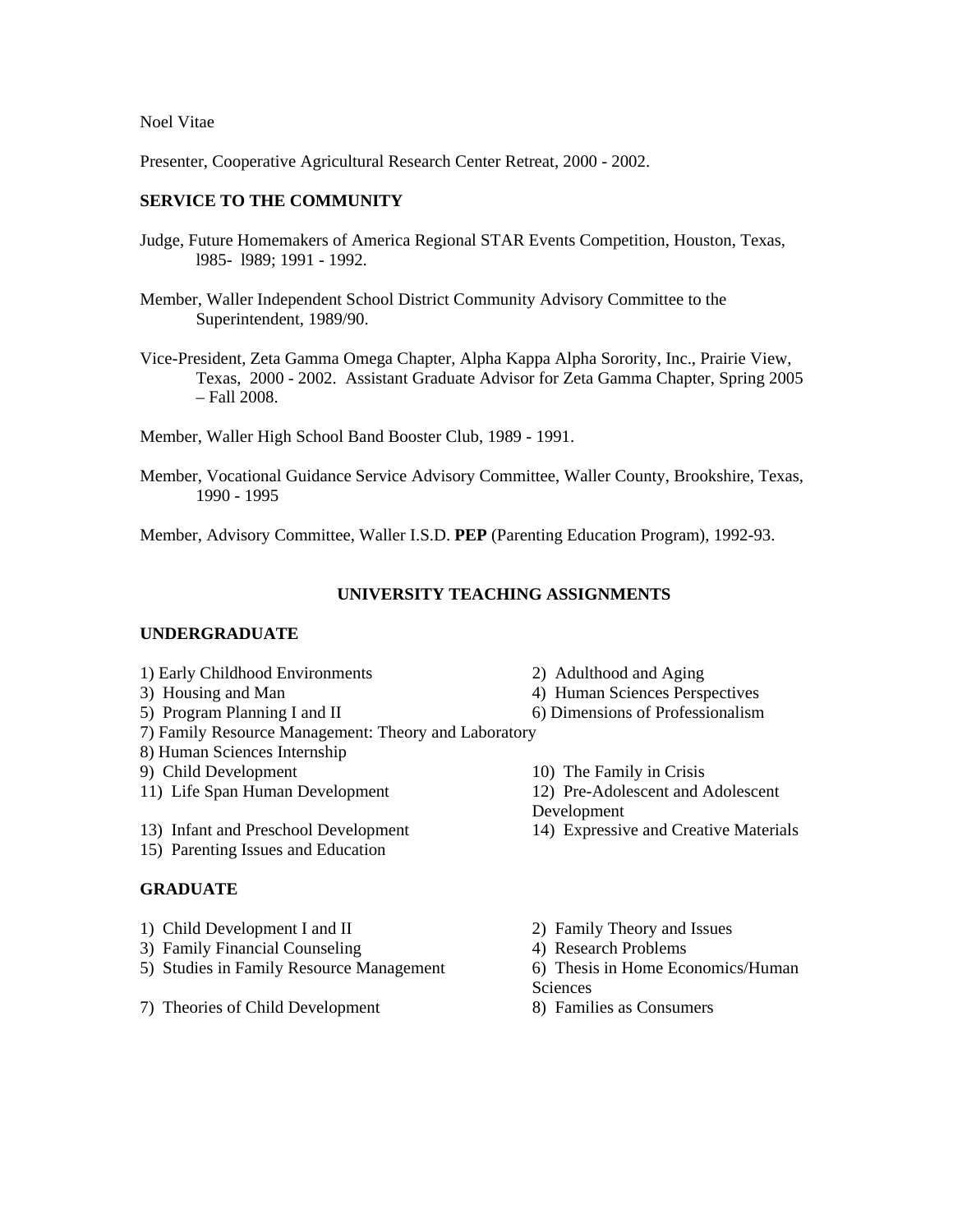Presenter, Cooperative Agricultural Research Center Retreat, 2000 - 2002.

**SERVICE TO THE COMMUNITY**

Judge, Future Homemakers of America Regional STAR Events Competition, Houston, Texas, l985- l989; 1991 - 1992.

Member, Waller Independent School District Community Advisory Committee to the Superintendent, 1989/90.

Vice-President, Zeta Gamma Omega Chapter, Alpha Kappa Alpha Sorority, Inc., Prairie View, Texas, 2000 - 2002. Assistant Graduate Advisor for Zeta Gamma Chapter, Spring 2005 – Fall 2008.

Member, Waller High School Band Booster Club, 1989 - 1991.

Member, Vocational Guidance Service Advisory Committee, Waller County, Brookshire, Texas, 1990 - 1995

Member, Advisory Committee, Waller I.S.D. **PEP** (Parenting Education Program), 1992-93.

## UNIVERSITY TEACHING ASSIGNMENTS

**UNDERGRADUATE**

1) Early Childhood Environments
2) Adulthood and Aging
3) Housing and Man
4) Human Sciences Perspectives
5) Program Planning I and II
6) Dimensions of Professionalism
7) Family Resource Management: Theory and Laboratory
8) Human Sciences Internship
9) Child Development
10) The Family in Crisis
11) Life Span Human Development
12) Pre-Adolescent and Adolescent Development
13) Infant and Preschool Development
14) Expressive and Creative Materials
15) Parenting Issues and Education

**GRADUATE**

1) Child Development I and II
2) Family Theory and Issues
3) Family Financial Counseling
4) Research Problems
5) Studies in Family Resource Management
6) Thesis in Home Economics/Human Sciences
7) Theories of Child Development
8) Families as Consumers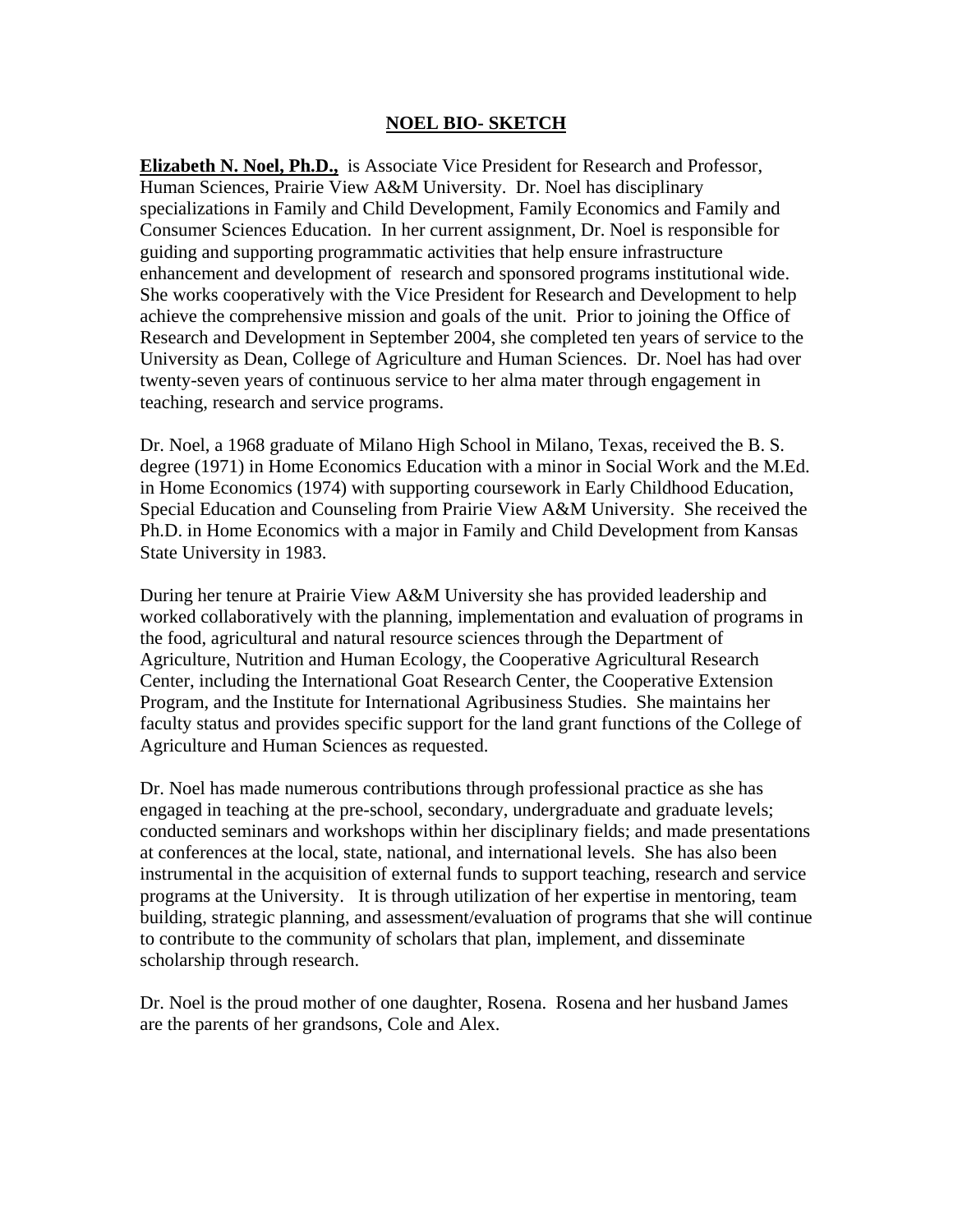# NOEL BIO- SKETCH

**Elizabeth N. Noel, Ph.D.,** is Associate Vice President for Research and Professor, Human Sciences, Prairie View A&M University. Dr. Noel has disciplinary specializations in Family and Child Development, Family Economics and Family and Consumer Sciences Education. In her current assignment, Dr. Noel is responsible for guiding and supporting programmatic activities that help ensure infrastructure enhancement and development of research and sponsored programs institutional wide. She works cooperatively with the Vice President for Research and Development to help achieve the comprehensive mission and goals of the unit. Prior to joining the Office of Research and Development in September 2004, she completed ten years of service to the University as Dean, College of Agriculture and Human Sciences. Dr. Noel has had over twenty-seven years of continuous service to her alma mater through engagement in teaching, research and service programs.

Dr. Noel, a 1968 graduate of Milano High School in Milano, Texas, received the B. S. degree (1971) in Home Economics Education with a minor in Social Work and the M.Ed. in Home Economics (1974) with supporting coursework in Early Childhood Education, Special Education and Counseling from Prairie View A&M University. She received the Ph.D. in Home Economics with a major in Family and Child Development from Kansas State University in 1983.

During her tenure at Prairie View A&M University she has provided leadership and worked collaboratively with the planning, implementation and evaluation of programs in the food, agricultural and natural resource sciences through the Department of Agriculture, Nutrition and Human Ecology, the Cooperative Agricultural Research Center, including the International Goat Research Center, the Cooperative Extension Program, and the Institute for International Agribusiness Studies. She maintains her faculty status and provides specific support for the land grant functions of the College of Agriculture and Human Sciences as requested.

Dr. Noel has made numerous contributions through professional practice as she has engaged in teaching at the pre-school, secondary, undergraduate and graduate levels; conducted seminars and workshops within her disciplinary fields; and made presentations at conferences at the local, state, national, and international levels. She has also been instrumental in the acquisition of external funds to support teaching, research and service programs at the University. It is through utilization of her expertise in mentoring, team building, strategic planning, and assessment/evaluation of programs that she will continue to contribute to the community of scholars that plan, implement, and disseminate scholarship through research.

Dr. Noel is the proud mother of one daughter, Rosena. Rosena and her husband James are the parents of her grandsons, Cole and Alex.